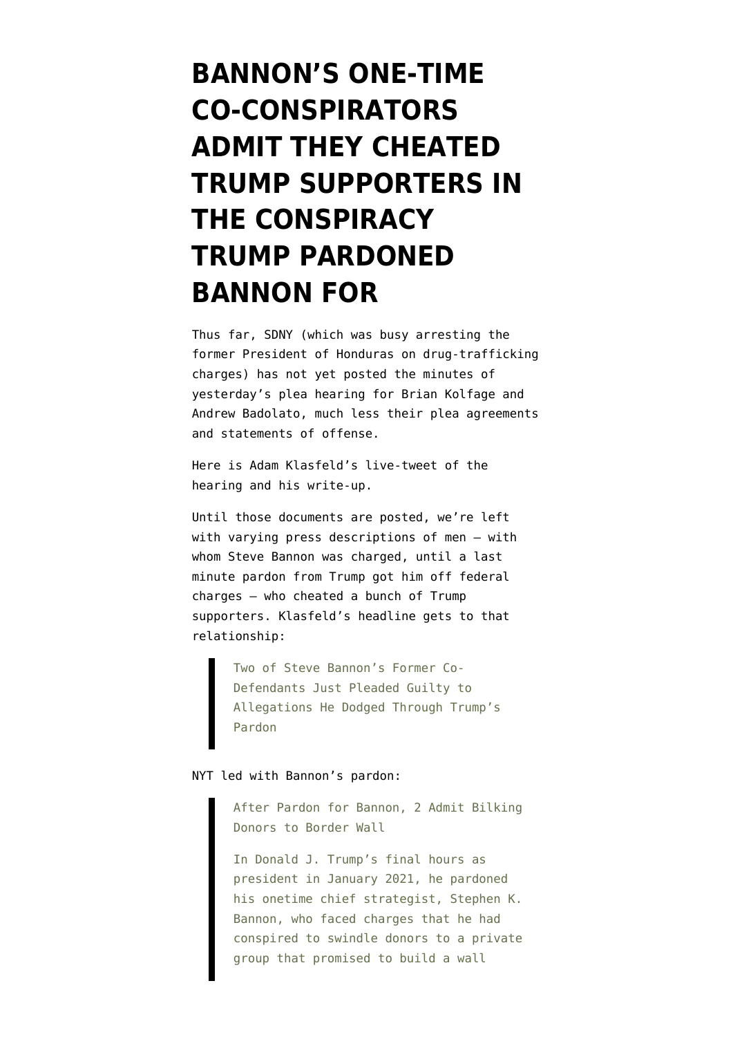# BANNON'S ONE-TIME CO-CONSPIRATORS ADMIT THEY CHEATED TRUMP SUPPORTERS IN THE CONSPIRACY TRUMP PARDONED BANNON FOR

Thus far, SDNY (which was busy arresting the former President of Honduras on drug-trafficking charges) has not yet posted the minutes of yesterday's plea hearing for Brian Kolfage and Andrew Badolato, much less their plea agreements and statements of offense.

Here is Adam Klasfeld's live-tweet of the hearing and his write-up.

Until those documents are posted, we're left with varying press descriptions of men — with whom Steve Bannon was charged, until a last minute pardon from Trump got him off federal charges — who cheated a bunch of Trump supporters. Klasfeld's headline gets to that relationship:

> Two of Steve Bannon's Former Co-Defendants Just Pleaded Guilty to Allegations He Dodged Through Trump's Pardon

NYT led with Bannon's pardon:

> After Pardon for Bannon, 2 Admit Bilking Donors to Border Wall
>
> In Donald J. Trump's final hours as president in January 2021, he pardoned his onetime chief strategist, Stephen K. Bannon, who faced charges that he had conspired to swindle donors to a private group that promised to build a wall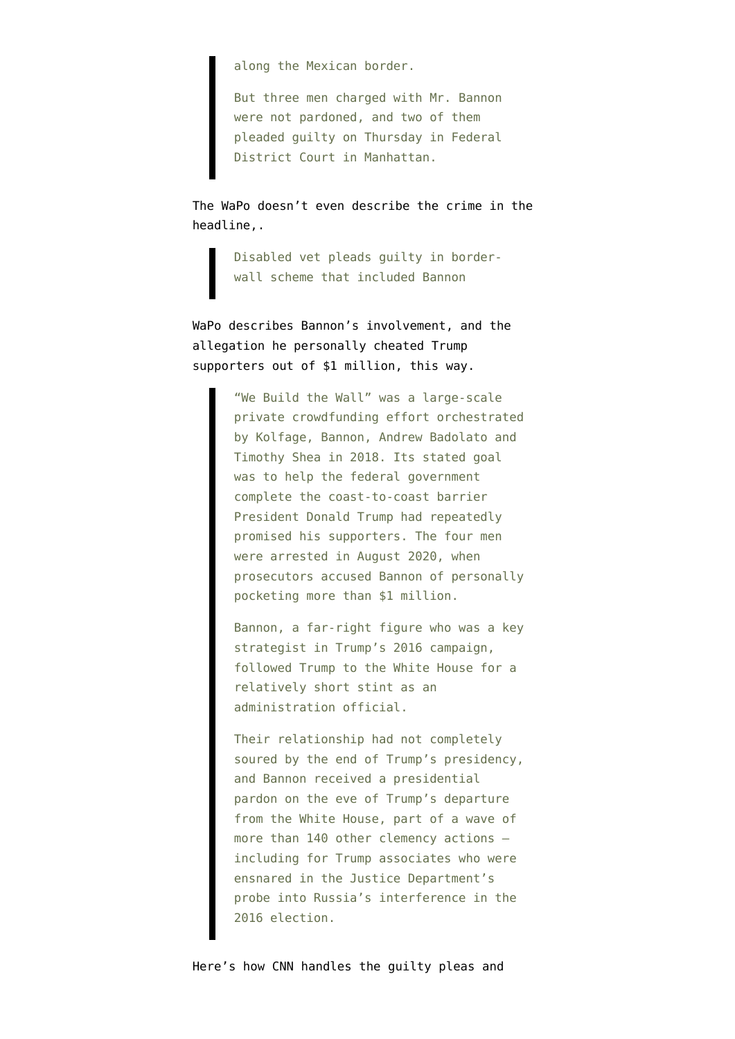> along the Mexican border.
>
> But three men charged with Mr. Bannon were not pardoned, and two of them pleaded guilty on Thursday in Federal District Court in Manhattan.

The WaPo doesn't even describe the crime in the headline,.

> Disabled vet pleads guilty in border-wall scheme that included Bannon

WaPo describes Bannon's involvement, and the allegation he personally cheated Trump supporters out of $1 million, this way.

> "We Build the Wall" was a large-scale private crowdfunding effort orchestrated by Kolfage, Bannon, Andrew Badolato and Timothy Shea in 2018. Its stated goal was to help the federal government complete the coast-to-coast barrier President Donald Trump had repeatedly promised his supporters. The four men were arrested in August 2020, when prosecutors accused Bannon of personally pocketing more than $1 million.
>
> Bannon, a far-right figure who was a key strategist in Trump's 2016 campaign, followed Trump to the White House for a relatively short stint as an administration official.
>
> Their relationship had not completely soured by the end of Trump's presidency, and Bannon received a presidential pardon on the eve of Trump's departure from the White House, part of a wave of more than 140 other clemency actions — including for Trump associates who were ensnared in the Justice Department's probe into Russia's interference in the 2016 election.

Here's how CNN handles the guilty pleas and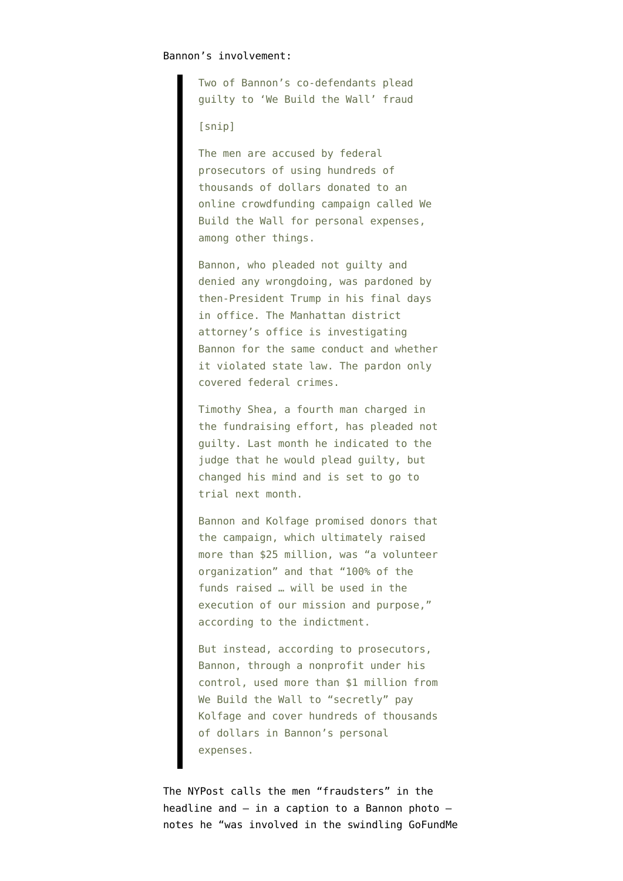Bannon's involvement:

> Two of Bannon's co-defendants plead guilty to 'We Build the Wall' fraud
>
> [snip]
>
> The men are accused by federal prosecutors of using hundreds of thousands of dollars donated to an online crowdfunding campaign called We Build the Wall for personal expenses, among other things.
>
> Bannon, who pleaded not guilty and denied any wrongdoing, was pardoned by then-President Trump in his final days in office. The Manhattan district attorney's office is investigating Bannon for the same conduct and whether it violated state law. The pardon only covered federal crimes.
>
> Timothy Shea, a fourth man charged in the fundraising effort, has pleaded not guilty. Last month he indicated to the judge that he would plead guilty, but changed his mind and is set to go to trial next month.
>
> Bannon and Kolfage promised donors that the campaign, which ultimately raised more than $25 million, was "a volunteer organization" and that "100% of the funds raised … will be used in the execution of our mission and purpose," according to the indictment.
>
> But instead, according to prosecutors, Bannon, through a nonprofit under his control, used more than $1 million from We Build the Wall to "secretly" pay Kolfage and cover hundreds of thousands of dollars in Bannon's personal expenses.

The NYPost calls the men "fraudsters" in the headline and — in a caption to a Bannon photo — notes he "was involved in the swindling GoFundMe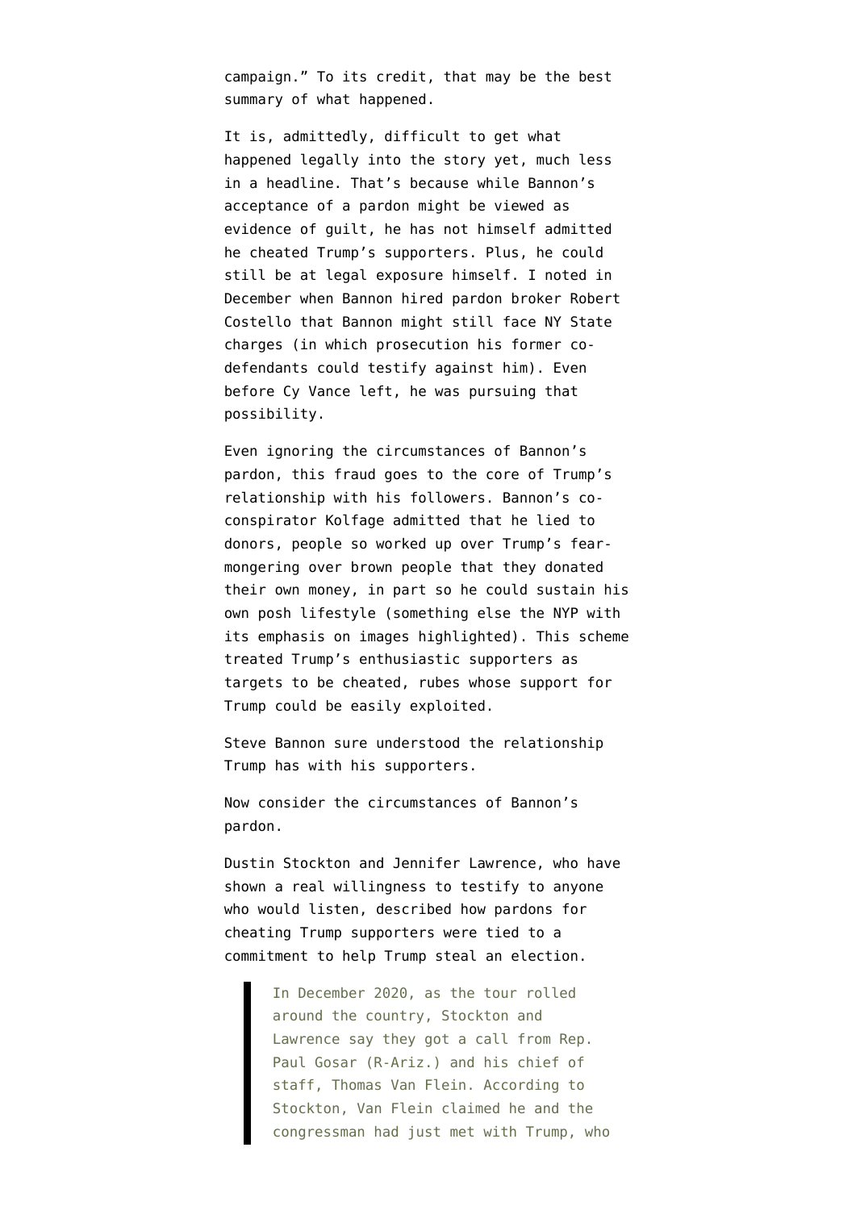campaign." To its credit, that may be the best summary of what happened.

It is, admittedly, difficult to get what happened legally into the story yet, much less in a headline. That's because while Bannon's acceptance of a pardon might be viewed as evidence of guilt, he has not himself admitted he cheated Trump's supporters. Plus, he could still be at legal exposure himself. I noted in December when Bannon hired pardon broker Robert Costello that Bannon might still face NY State charges (in which prosecution his former co-defendants could testify against him). Even before Cy Vance left, he was pursuing that possibility.

Even ignoring the circumstances of Bannon's pardon, this fraud goes to the core of Trump's relationship with his followers. Bannon's co-conspirator Kolfage admitted that he lied to donors, people so worked up over Trump's fear-mongering over brown people that they donated their own money, in part so he could sustain his own posh lifestyle (something else the NYP with its emphasis on images highlighted). This scheme treated Trump's enthusiastic supporters as targets to be cheated, rubes whose support for Trump could be easily exploited.

Steve Bannon sure understood the relationship Trump has with his supporters.

Now consider the circumstances of Bannon's pardon.

Dustin Stockton and Jennifer Lawrence, who have shown a real willingness to testify to anyone who would listen, described how pardons for cheating Trump supporters were tied to a commitment to help Trump steal an election.

> In December 2020, as the tour rolled around the country, Stockton and Lawrence say they got a call from Rep. Paul Gosar (R-Ariz.) and his chief of staff, Thomas Van Flein. According to Stockton, Van Flein claimed he and the congressman had just met with Trump, who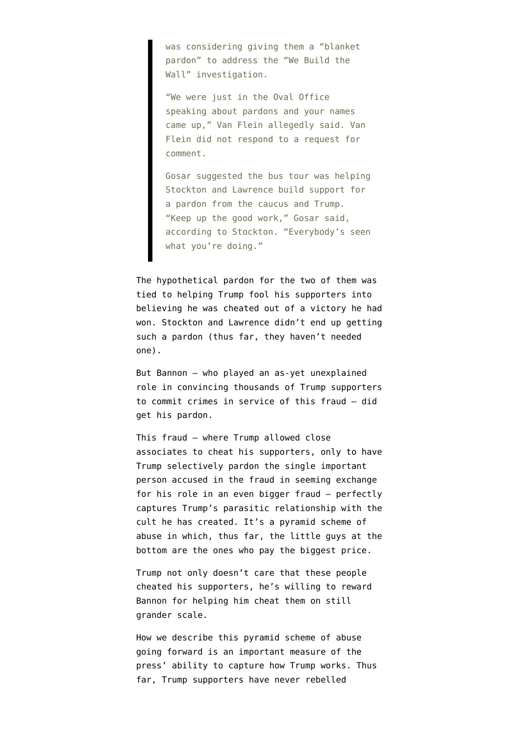> was considering giving them a "blanket pardon" to address the "We Build the Wall" investigation.
>
> "We were just in the Oval Office speaking about pardons and your names came up," Van Flein allegedly said. Van Flein did not respond to a request for comment.
>
> Gosar suggested the bus tour was helping Stockton and Lawrence build support for a pardon from the caucus and Trump. "Keep up the good work," Gosar said, according to Stockton. "Everybody's seen what you're doing."

The hypothetical pardon for the two of them was tied to helping Trump fool his supporters into believing he was cheated out of a victory he had won. Stockton and Lawrence didn't end up getting such a pardon (thus far, they haven't needed one).

But Bannon — who played an as-yet unexplained role in convincing thousands of Trump supporters to commit crimes in service of this fraud — did get his pardon.

This fraud — where Trump allowed close associates to cheat his supporters, only to have Trump selectively pardon the single important person accused in the fraud in seeming exchange for his role in an even bigger fraud — perfectly captures Trump's parasitic relationship with the cult he has created. It's a pyramid scheme of abuse in which, thus far, the little guys at the bottom are the ones who pay the biggest price.

Trump not only doesn't care that these people cheated his supporters, he's willing to reward Bannon for helping him cheat them on still grander scale.

How we describe this pyramid scheme of abuse going forward is an important measure of the press' ability to capture how Trump works. Thus far, Trump supporters have never rebelled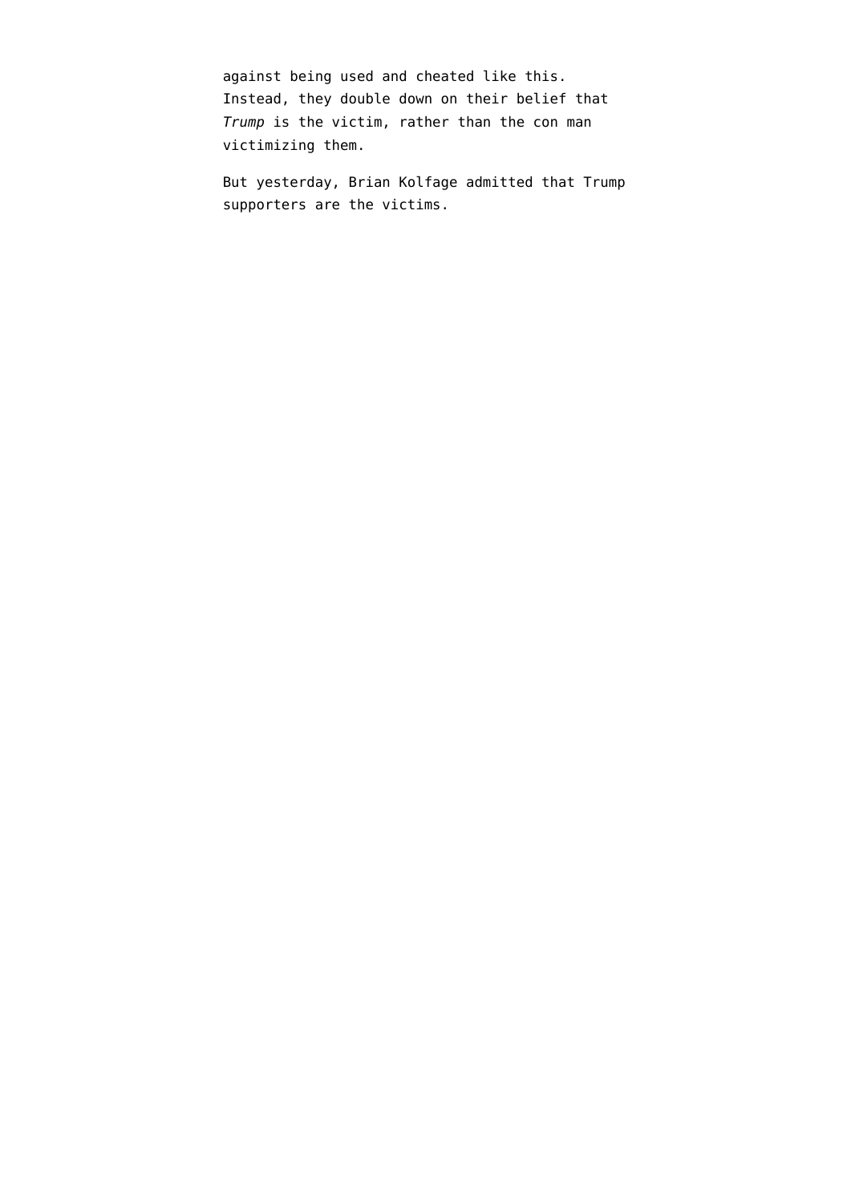against being used and cheated like this. Instead, they double down on their belief that *Trump* is the victim, rather than the con man victimizing them.

But yesterday, Brian Kolfage admitted that Trump supporters are the victims.